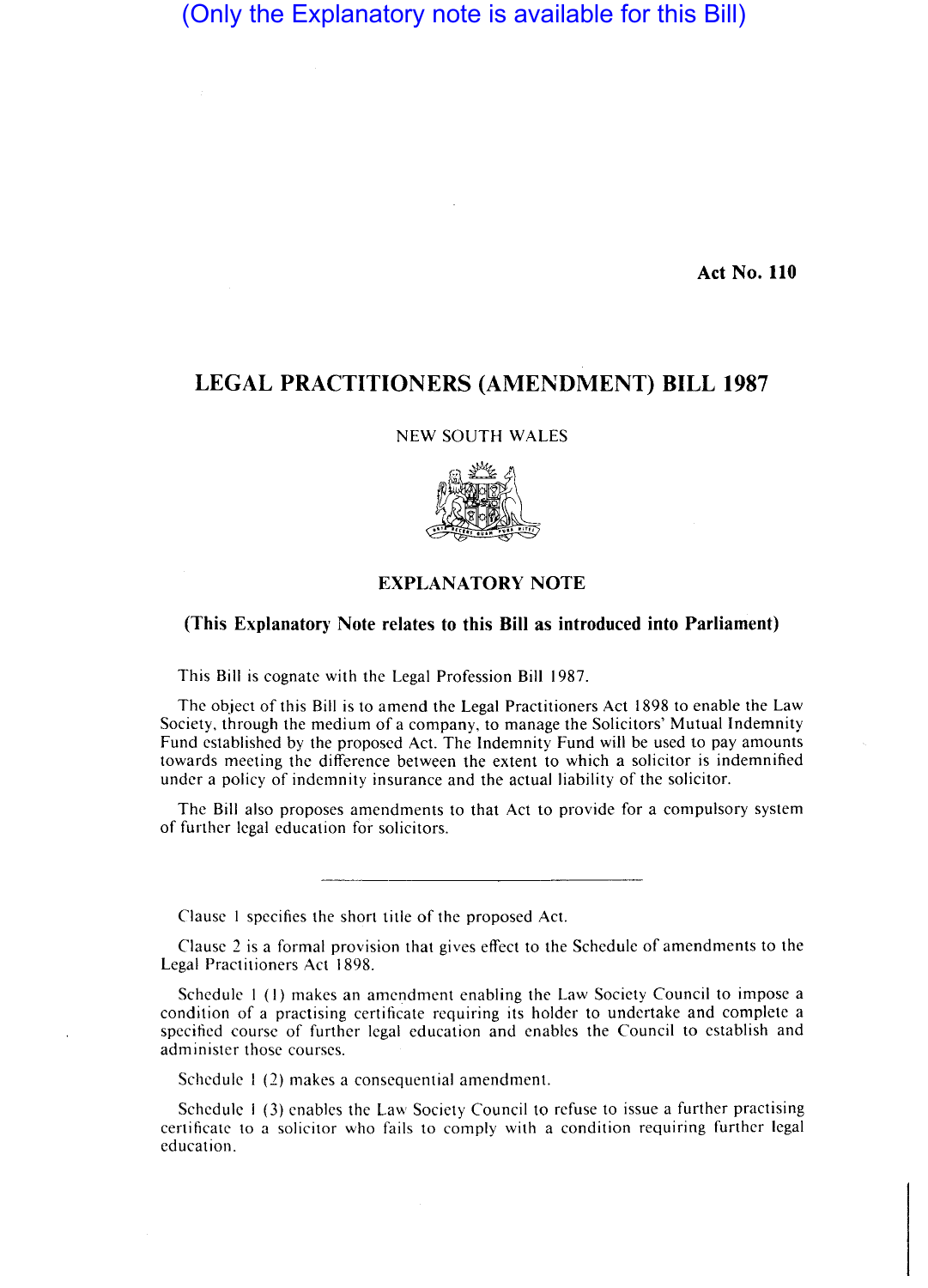(Only the Explanatory note is available for this Bill)

**Act No. 110**

# LEGAL PRACTITIONERS (AMENDMENT) BILL 1987

NEW SOUTH WALES

## EXPLANATORY NOTE

**(This Explanatory Note relates to this Bill as introduced into Parliament)**

This Bill is cognate with the Legal Profession Bill 1987.

The object of this Bill is to amend the Legal Practitioners Act 1898 to enable the Law Society, through the medium of a company, to manage the Solicitors' Mutual Indemnity Fund established by the proposed Act. The Indemnity Fund will be used to pay amounts towards meeting the difference between the extent to which a solicitor is indemnified under a policy of indemnity insurance and the actual liability of the solicitor.

The Bill also proposes amendments to that Act to provide for a compulsory system of further legal education for solicitors.

---

Clause 1 specifies the short title of the proposed Act.

Clause 2 is a formal provision that gives effect to the Schedule of amendments to the Legal Practitioners Act 1898.

Schedule 1 (1) makes an amendment enabling the Law Society Council to impose a condition of a practising certificate requiring its holder to undertake and complete a specified course of further legal education and enables the Council to establish and administer those courses.

Schedule 1 (2) makes a consequential amendment.

Schedule 1 (3) enables the Law Society Council to refuse to issue a further practising certificate to a solicitor who fails to comply with a condition requiring further legal education.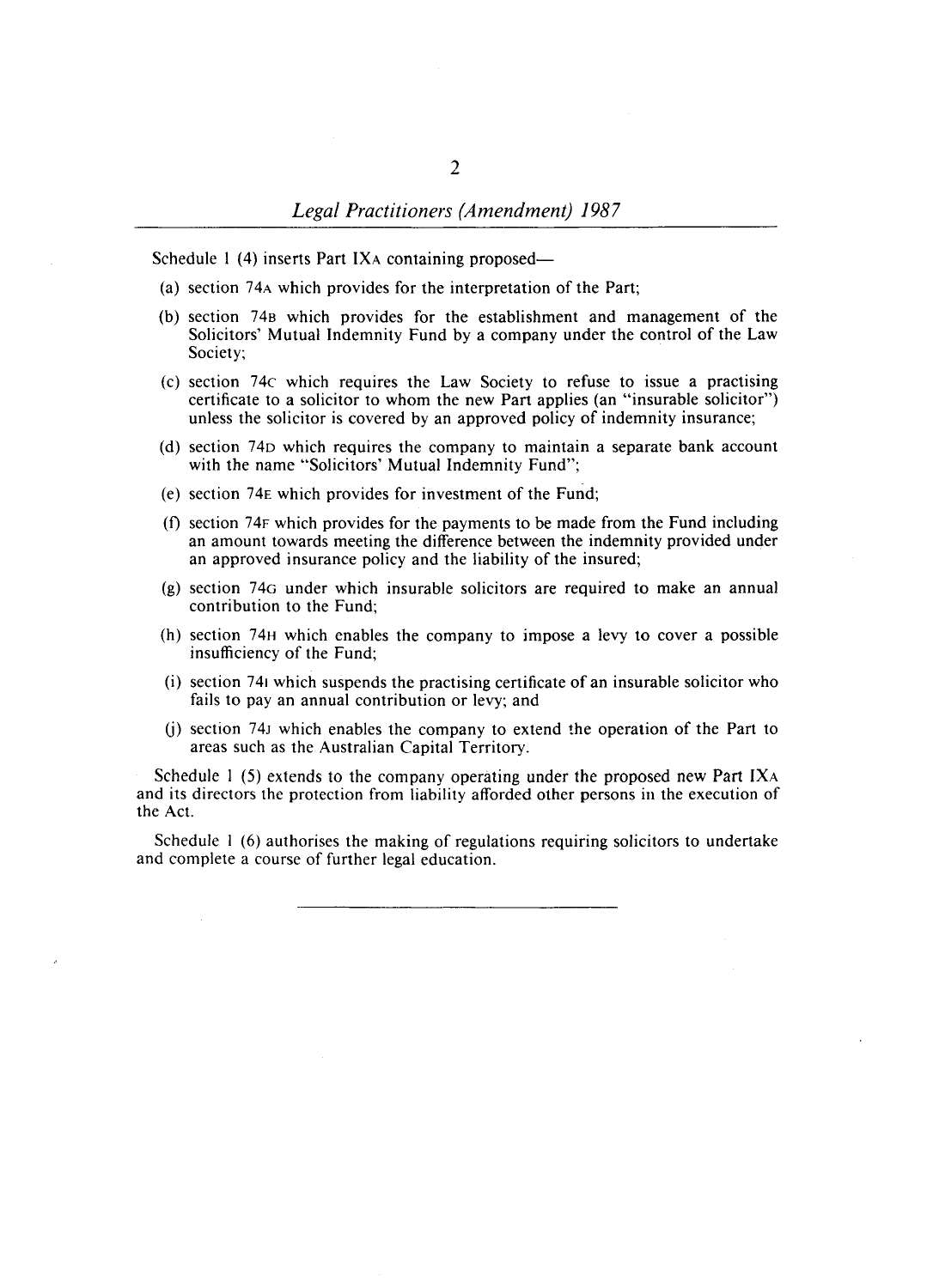Schedule 1 (4) inserts Part IXA containing proposed—

(a) section 74A which provides for the interpretation of the Part;

(b) section 74B which provides for the establishment and management of the Solicitors' Mutual Indemnity Fund by a company under the control of the Law Society;

(c) section 74C which requires the Law Society to refuse to issue a practising certificate to a solicitor to whom the new Part applies (an "insurable solicitor") unless the solicitor is covered by an approved policy of indemnity insurance;

(d) section 74D which requires the company to maintain a separate bank account with the name "Solicitors' Mutual Indemnity Fund";

(e) section 74E which provides for investment of the Fund;

(f) section 74F which provides for the payments to be made from the Fund including an amount towards meeting the difference between the indemnity provided under an approved insurance policy and the liability of the insured;

(g) section 74G under which insurable solicitors are required to make an annual contribution to the Fund;

(h) section 74H which enables the company to impose a levy to cover a possible insufficiency of the Fund;

(i) section 74I which suspends the practising certificate of an insurable solicitor who fails to pay an annual contribution or levy; and

(j) section 74J which enables the company to extend the operation of the Part to areas such as the Australian Capital Territory.

Schedule 1 (5) extends to the company operating under the proposed new Part IXA and its directors the protection from liability afforded other persons in the execution of the Act.

Schedule 1 (6) authorises the making of regulations requiring solicitors to undertake and complete a course of further legal education.